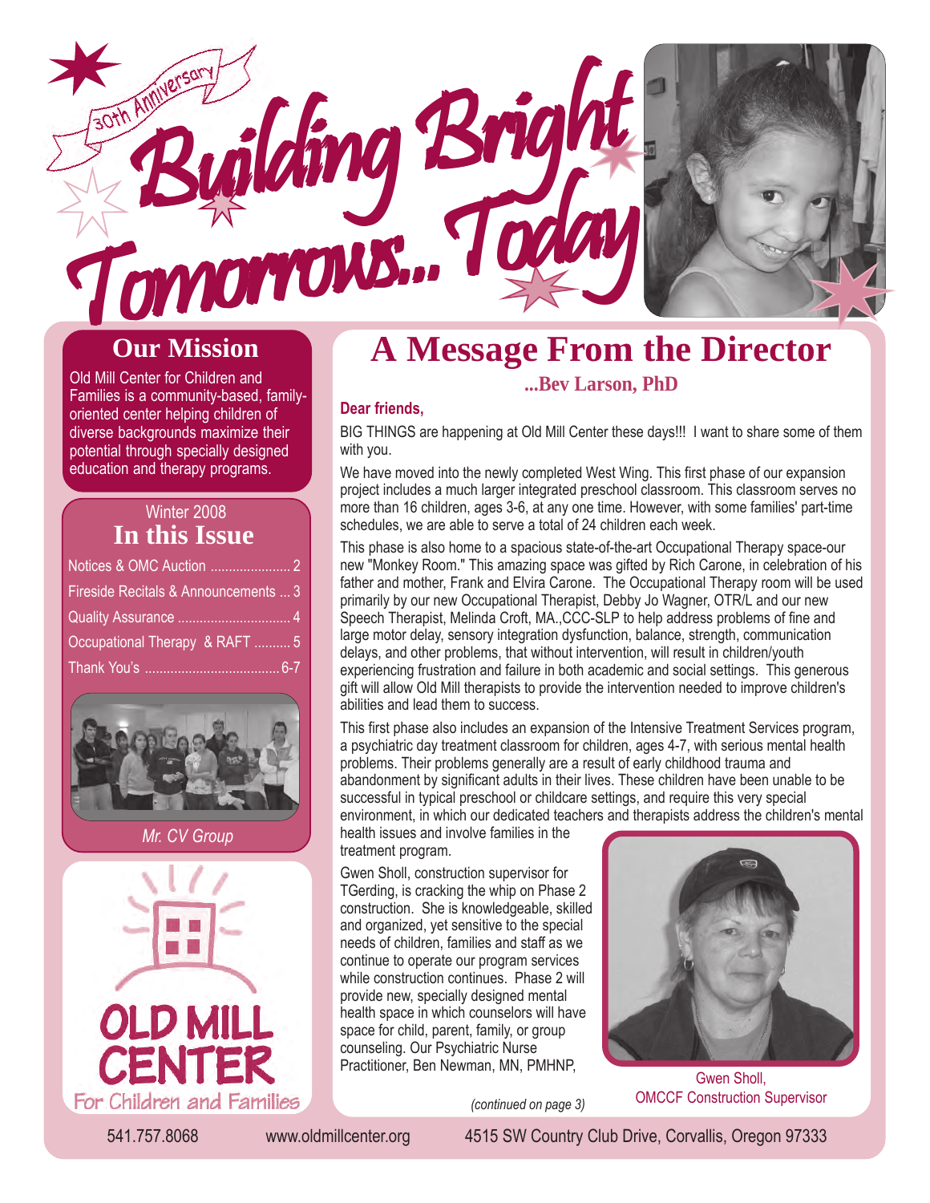30th Anniversary

# Building Bright Tomorrows... Today

## Our Mission

Old Mill Center for Children and Families is a community-based, family-oriented center helping children of diverse backgrounds maximize their potential through specially designed education and therapy programs.

Winter 2008

## In this Issue

- Notices & OMC Auction ...................... 2
- Fireside Recitals & Announcements ... 3
- Quality Assurance ............................... 4
- Occupational Therapy & RAFT .......... 5
- Thank You's ..................................... 6-7

*Mr. CV Group*

OLD MILL CENTER
For Children and Families

# A Message From the Director

**...Bev Larson, PhD**

**Dear friends,**

BIG THINGS are happening at Old Mill Center these days!!! I want to share some of them with you.

We have moved into the newly completed West Wing. This first phase of our expansion project includes a much larger integrated preschool classroom. This classroom serves no more than 16 children, ages 3-6, at any one time. However, with some families' part-time schedules, we are able to serve a total of 24 children each week.

This phase is also home to a spacious state-of-the-art Occupational Therapy space-our new "Monkey Room." This amazing space was gifted by Rich Carone, in celebration of his father and mother, Frank and Elvira Carone. The Occupational Therapy room will be used primarily by our new Occupational Therapist, Debby Jo Wagner, OTR/L and our new Speech Therapist, Melinda Croft, MA.,CCC-SLP to help address problems of fine and large motor delay, sensory integration dysfunction, balance, strength, communication delays, and other problems, that without intervention, will result in children/youth experiencing frustration and failure in both academic and social settings. This generous gift will allow Old Mill therapists to provide the intervention needed to improve children's abilities and lead them to success.

This first phase also includes an expansion of the Intensive Treatment Services program, a psychiatric day treatment classroom for children, ages 4-7, with serious mental health problems. Their problems generally are a result of early childhood trauma and abandonment by significant adults in their lives. These children have been unable to be successful in typical preschool or childcare settings, and require this very special environment, in which our dedicated teachers and therapists address the children's mental health issues and involve families in the treatment program.

Gwen Sholl, construction supervisor for TGerding, is cracking the whip on Phase 2 construction. She is knowledgeable, skilled and organized, yet sensitive to the special needs of children, families and staff as we continue to operate our program services while construction continues. Phase 2 will provide new, specially designed mental health space in which counselors will have space for child, parent, family, or group counseling. Our Psychiatric Nurse Practitioner, Ben Newman, MN, PMHNP,

*(continued on page 3)*

Gwen Sholl,
OMCCF Construction Supervisor

541.757.8068 www.oldmillcenter.org 4515 SW Country Club Drive, Corvallis, Oregon 97333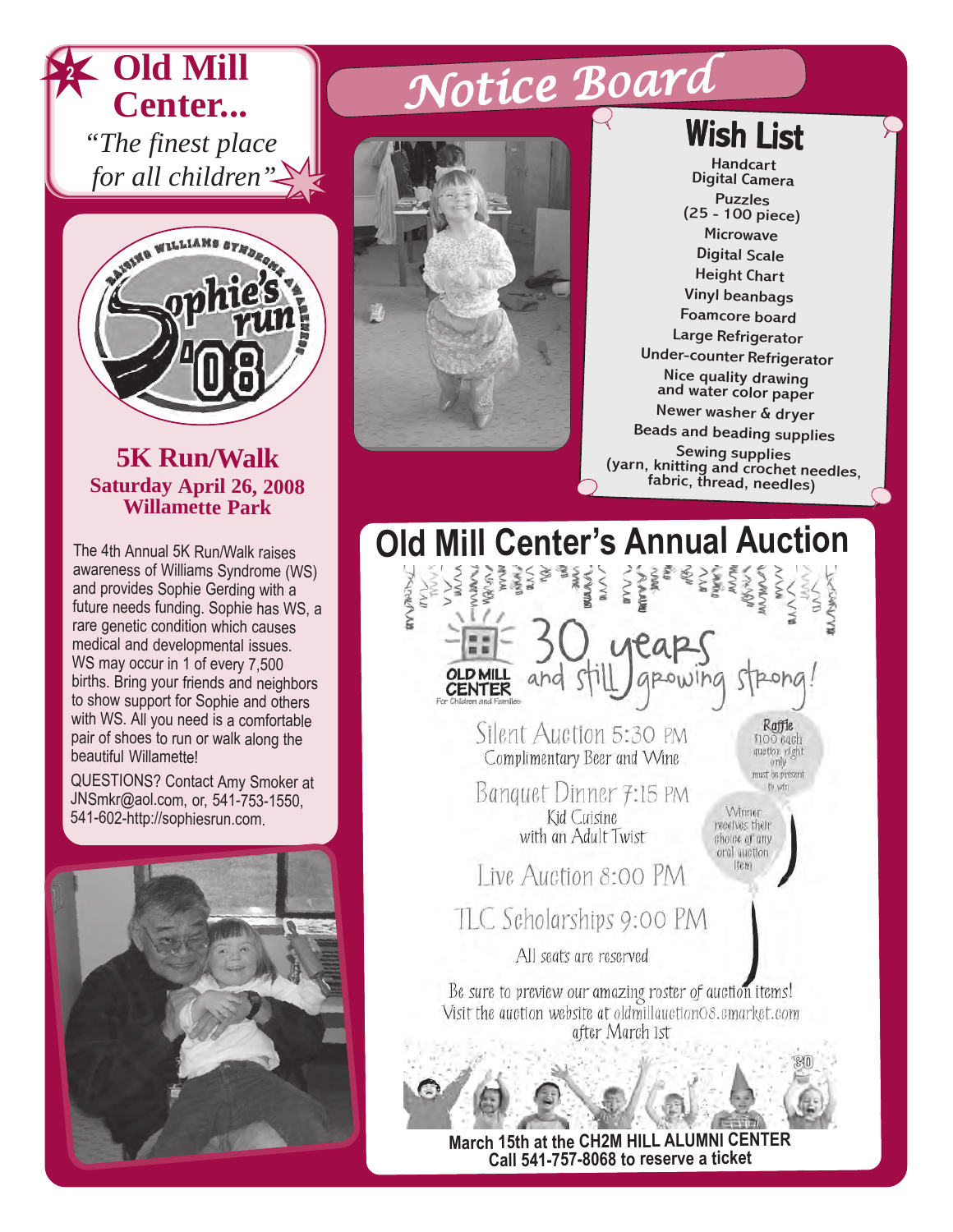# Old Mill Center...

*"The finest place for all children"*

## Sophie's run '08

Raising Williams Syndrome Awareness

### 5K Run/Walk

**Saturday April 26, 2008**
**Willamette Park**

The 4th Annual 5K Run/Walk raises awareness of Williams Syndrome (WS) and provides Sophie Gerding with a future needs funding. Sophie has WS, a rare genetic condition which causes medical and developmental issues. WS may occur in 1 of every 7,500 births. Bring your friends and neighbors to show support for Sophie and others with WS. All you need is a comfortable pair of shoes to run or walk along the beautiful Willamette!

QUESTIONS? Contact Amy Smoker at JNSmkr@aol.com, or, 541-753-1550, 541-602-http://sophiesrun.com.

# Notice Board

## Wish List

- Handcart
- Digital Camera
- Puzzles (25 - 100 piece)
- Microwave
- Digital Scale
- Height Chart
- Vinyl beanbags
- Foamcore board
- Large Refrigerator
- Under-counter Refrigerator
- Nice quality drawing and water color paper
- Newer washer & dryer
- Beads and beading supplies
- Sewing supplies (yarn, knitting and crochet needles, fabric, thread, needles)

## Old Mill Center's Annual Auction

OLD MILL CENTER For Children and Families

30 years and still growing strong!

Silent Auction 5:30 PM
Complimentary Beer and Wine

Banquet Dinner 7:15 PM
Kid Cuisine with an Adult Twist

Live Auction 8:00 PM

TLC Scholarships 9:00 PM

All seats are reserved

Raffle
$100 each
auction night only
must be present to win

Winner receives their choice of any oral auction item

Be sure to preview our amazing roster of auction items!
Visit the auction website at oldmillauction08.cmarket.com after March 1st

**March 15th at the CH2M HILL ALUMNI CENTER**
**Call 541-757-8068 to reserve a ticket**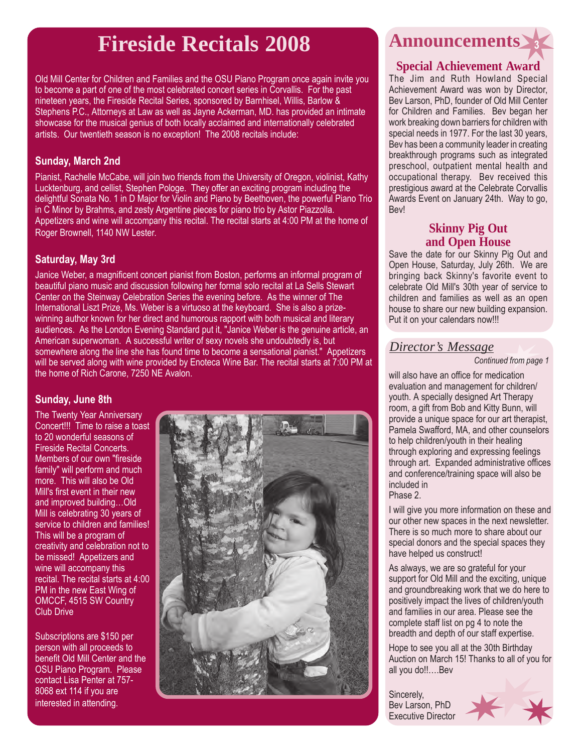# Fireside Recitals 2008

Old Mill Center for Children and Families and the OSU Piano Program once again invite you to become a part of one of the most celebrated concert series in Corvallis. For the past nineteen years, the Fireside Recital Series, sponsored by Barnhisel, Willis, Barlow & Stephens P.C., Attorneys at Law as well as Jayne Ackerman, MD. has provided an intimate showcase for the musical genius of both locally acclaimed and internationally celebrated artists. Our twentieth season is no exception! The 2008 recitals include:

### Sunday, March 2nd

Pianist, Rachelle McCabe, will join two friends from the University of Oregon, violinist, Kathy Lucktenburg, and cellist, Stephen Pologe. They offer an exciting program including the delightful Sonata No. 1 in D Major for Violin and Piano by Beethoven, the powerful Piano Trio in C Minor by Brahms, and zesty Argentine pieces for piano trio by Astor Piazzolla. Appetizers and wine will accompany this recital. The recital starts at 4:00 PM at the home of Roger Brownell, 1140 NW Lester.

### Saturday, May 3rd

Janice Weber, a magnificent concert pianist from Boston, performs an informal program of beautiful piano music and discussion following her formal solo recital at La Sells Stewart Center on the Steinway Celebration Series the evening before. As the winner of The International Liszt Prize, Ms. Weber is a virtuoso at the keyboard. She is also a prize-winning author known for her direct and humorous rapport with both musical and literary audiences. As the London Evening Standard put it, "Janice Weber is the genuine article, an American superwoman. A successful writer of sexy novels she undoubtedly is, but somewhere along the line she has found time to become a sensational pianist." Appetizers will be served along with wine provided by Enoteca Wine Bar. The recital starts at 7:00 PM at the home of Rich Carone, 7250 NE Avalon.

### Sunday, June 8th

The Twenty Year Anniversary Concert!!! Time to raise a toast to 20 wonderful seasons of Fireside Recital Concerts. Members of our own "fireside family" will perform and much more. This will also be Old Mill's first event in their new and improved building…Old Mill is celebrating 30 years of service to children and families! This will be a program of creativity and celebration not to be missed! Appetizers and wine will accompany this recital. The recital starts at 4:00 PM in the new East Wing of OMCCF, 4515 SW Country Club Drive

Subscriptions are $150 per person with all proceeds to benefit Old Mill Center and the OSU Piano Program. Please contact Lisa Penter at 757-8068 ext 114 if you are interested in attending.

# Announcements

## Special Achievement Award

The Jim and Ruth Howland Special Achievement Award was won by Director, Bev Larson, PhD, founder of Old Mill Center for Children and Families. Bev began her work breaking down barriers for children with special needs in 1977. For the last 30 years, Bev has been a community leader in creating breakthrough programs such as integrated preschool, outpatient mental health and occupational therapy. Bev received this prestigious award at the Celebrate Corvallis Awards Event on January 24th. Way to go, Bev!

## Skinny Pig Out and Open House

Save the date for our Skinny Pig Out and Open House, Saturday, July 26th. We are bringing back Skinny's favorite event to celebrate Old Mill's 30th year of service to children and families as well as an open house to share our new building expansion. Put it on your calendars now!!!

## *Director's Message*

*Continued from page 1*

will also have an office for medication evaluation and management for children/youth. A specially designed Art Therapy room, a gift from Bob and Kitty Bunn, will provide a unique space for our art therapist, Pamela Swafford, MA, and other counselors to help children/youth in their healing through exploring and expressing feelings through art. Expanded administrative offices and conference/training space will also be included in Phase 2.

I will give you more information on these and our other new spaces in the next newsletter. There is so much more to share about our special donors and the special spaces they have helped us construct!

As always, we are so grateful for your support for Old Mill and the exciting, unique and groundbreaking work that we do here to positively impact the lives of children/youth and families in our area. Please see the complete staff list on pg 4 to note the breadth and depth of our staff expertise.

Hope to see you all at the 30th Birthday Auction on March 15! Thanks to all of you for all you do!!….Bev

Sincerely,
Bev Larson, PhD
Executive Director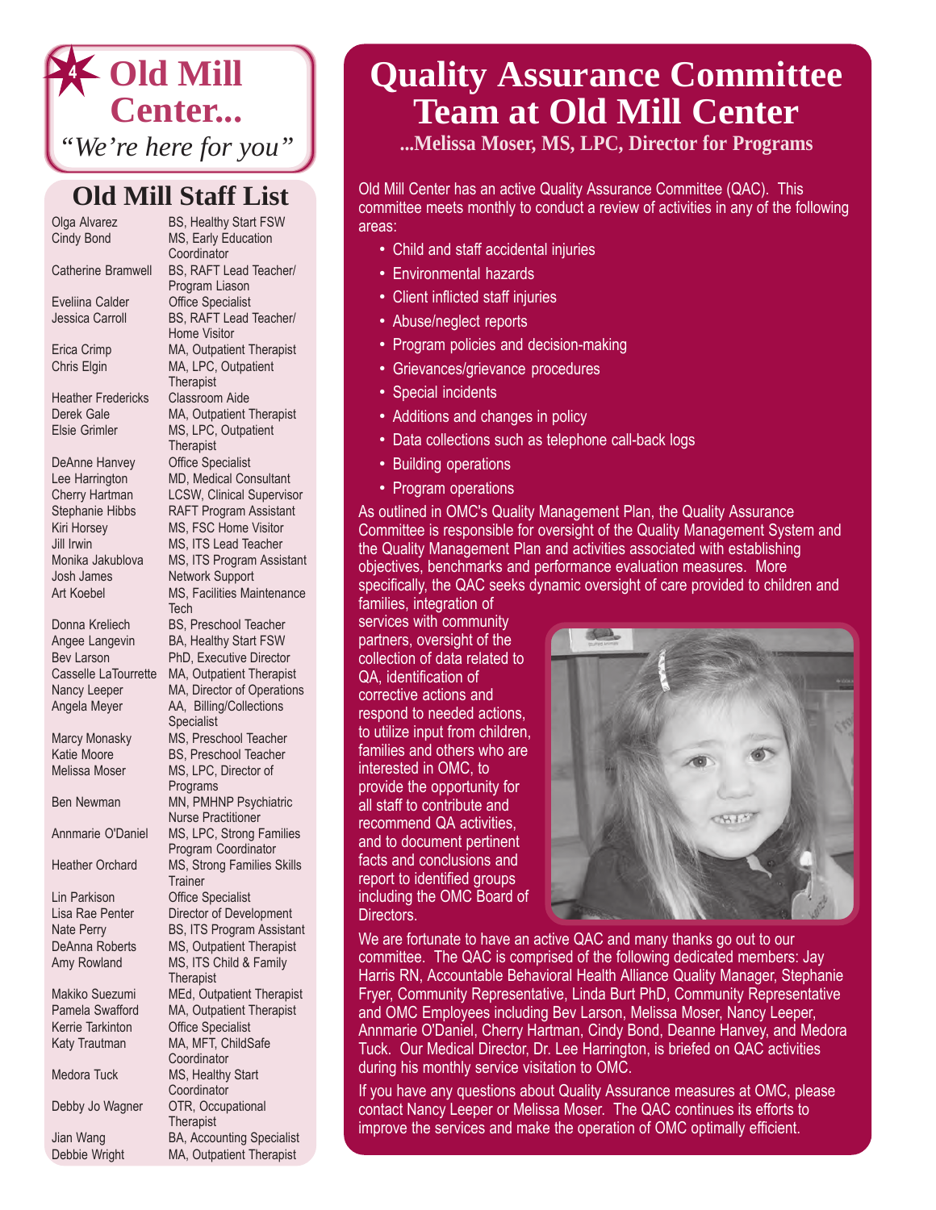# Old Mill Center...

*"We're here for you"*

## Old Mill Staff List

| Name | Title |
|---|---|
| Olga Alvarez | BS, Healthy Start FSW |
| Cindy Bond | MS, Early Education Coordinator |
| Catherine Bramwell | BS, RAFT Lead Teacher/ Program Liason |
| Eveliina Calder | Office Specialist |
| Jessica Carroll | BS, RAFT Lead Teacher/ Home Visitor |
| Erica Crimp | MA, Outpatient Therapist |
| Chris Elgin | MA, LPC, Outpatient Therapist |
| Heather Fredericks | Classroom Aide |
| Derek Gale | MA, Outpatient Therapist |
| Elsie Grimler | MS, LPC, Outpatient Therapist |
| DeAnne Hanvey | Office Specialist |
| Lee Harrington | MD, Medical Consultant |
| Cherry Hartman | LCSW, Clinical Supervisor |
| Stephanie Hibbs | RAFT Program Assistant |
| Kiri Horsey | MS, FSC Home Visitor |
| Jill Irwin | MS, ITS Lead Teacher |
| Monika Jakublova | MS, ITS Program Assistant |
| Josh James | Network Support |
| Art Koebel | MS, Facilities Maintenance Tech |
| Donna Kreliech | BS, Preschool Teacher |
| Angee Langevin | BA, Healthy Start FSW |
| Bev Larson | PhD, Executive Director |
| Casselle LaTourrette | MA, Outpatient Therapist |
| Nancy Leeper | MA, Director of Operations |
| Angela Meyer | AA, Billing/Collections Specialist |
| Marcy Monasky | MS, Preschool Teacher |
| Katie Moore | BS, Preschool Teacher |
| Melissa Moser | MS, LPC, Director of Programs |
| Ben Newman | MN, PMHNP Psychiatric Nurse Practitioner |
| Annmarie O'Daniel | MS, LPC, Strong Families Program Coordinator |
| Heather Orchard | MS, Strong Families Skills Trainer |
| Lin Parkison | Office Specialist |
| Lisa Rae Penter | Director of Development |
| Nate Perry | BS, ITS Program Assistant |
| DeAnna Roberts | MS, Outpatient Therapist |
| Amy Rowland | MS, ITS Child & Family Therapist |
| Makiko Suezumi | MEd, Outpatient Therapist |
| Pamela Swafford | MA, Outpatient Therapist |
| Kerrie Tarkinton | Office Specialist |
| Katy Trautman | MA, MFT, ChildSafe Coordinator |
| Medora Tuck | MS, Healthy Start Coordinator |
| Debby Jo Wagner | OTR, Occupational Therapist |
| Jian Wang | BA, Accounting Specialist |
| Debbie Wright | MA, Outpatient Therapist |

# Quality Assurance Committee Team at Old Mill Center

**...Melissa Moser, MS, LPC, Director for Programs**

Old Mill Center has an active Quality Assurance Committee (QAC). This committee meets monthly to conduct a review of activities in any of the following areas:

- Child and staff accidental injuries
- Environmental hazards
- Client inflicted staff injuries
- Abuse/neglect reports
- Program policies and decision-making
- Grievances/grievance procedures
- Special incidents
- Additions and changes in policy
- Data collections such as telephone call-back logs
- Building operations
- Program operations

As outlined in OMC's Quality Management Plan, the Quality Assurance Committee is responsible for oversight of the Quality Management System and the Quality Management Plan and activities associated with establishing objectives, benchmarks and performance evaluation measures. More specifically, the QAC seeks dynamic oversight of care provided to children and families, integration of services with community partners, oversight of the collection of data related to QA, identification of corrective actions and respond to needed actions, to utilize input from children, families and others who are interested in OMC, to provide the opportunity for all staff to contribute and recommend QA activities, and to document pertinent facts and conclusions and report to identified groups including the OMC Board of Directors.

We are fortunate to have an active QAC and many thanks go out to our committee. The QAC is comprised of the following dedicated members: Jay Harris RN, Accountable Behavioral Health Alliance Quality Manager, Stephanie Fryer, Community Representative, Linda Burt PhD, Community Representative and OMC Employees including Bev Larson, Melissa Moser, Nancy Leeper, Annmarie O'Daniel, Cherry Hartman, Cindy Bond, Deanne Hanvey, and Medora Tuck. Our Medical Director, Dr. Lee Harrington, is briefed on QAC activities during his monthly service visitation to OMC.

If you have any questions about Quality Assurance measures at OMC, please contact Nancy Leeper or Melissa Moser. The QAC continues its efforts to improve the services and make the operation of OMC optimally efficient.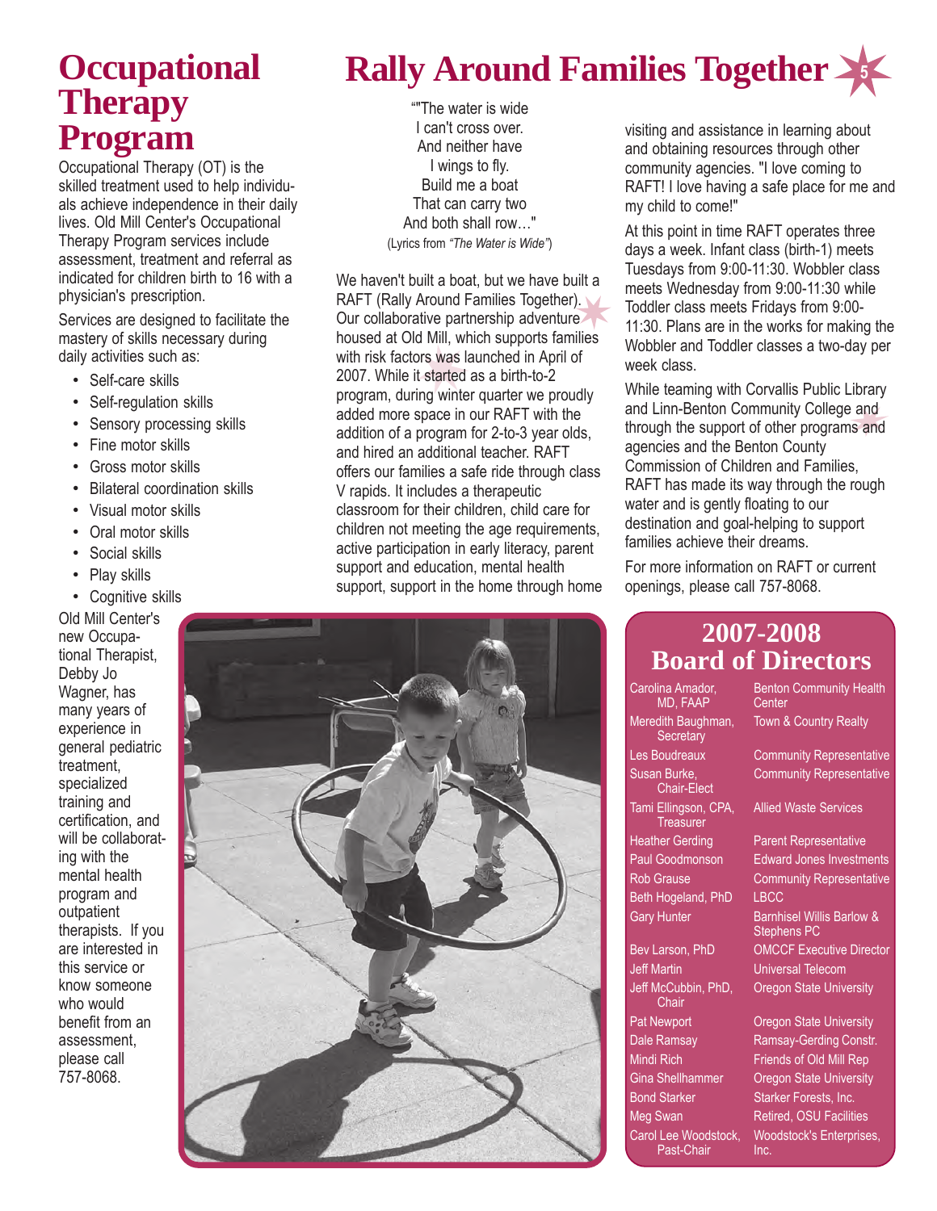# Occupational Therapy Program

Occupational Therapy (OT) is the skilled treatment used to help individuals achieve independence in their daily lives. Old Mill Center's Occupational Therapy Program services include assessment, treatment and referral as indicated for children birth to 16 with a physician's prescription.

Services are designed to facilitate the mastery of skills necessary during daily activities such as:

- Self-care skills
- Self-regulation skills
- Sensory processing skills
- Fine motor skills
- Gross motor skills
- Bilateral coordination skills
- Visual motor skills
- Oral motor skills
- Social skills
- Play skills
- Cognitive skills

Old Mill Center's new Occupational Therapist, Debby Jo Wagner, has many years of experience in general pediatric treatment, specialized training and certification, and will be collaborating with the mental health program and outpatient therapists. If you are interested in this service or know someone who would benefit from an assessment, please call 757-8068.

# Rally Around Families Together

""The water is wide
I can't cross over.
And neither have
I wings to fly.
Build me a boat
That can carry two
And both shall row…"
(Lyrics from *"The Water is Wide"*)

We haven't built a boat, but we have built a RAFT (Rally Around Families Together). Our collaborative partnership adventure housed at Old Mill, which supports families with risk factors was launched in April of 2007. While it started as a birth-to-2 program, during winter quarter we proudly added more space in our RAFT with the addition of a program for 2-to-3 year olds, and hired an additional teacher. RAFT offers our families a safe ride through class V rapids. It includes a therapeutic classroom for their children, child care for children not meeting the age requirements, active participation in early literacy, parent support and education, mental health support, support in the home through home visiting and assistance in learning about and obtaining resources through other community agencies. "I love coming to RAFT! I love having a safe place for me and my child to come!"

At this point in time RAFT operates three days a week. Infant class (birth-1) meets Tuesdays from 9:00-11:30. Wobbler class meets Wednesday from 9:00-11:30 while Toddler class meets Fridays from 9:00-11:30. Plans are in the works for making the Wobbler and Toddler classes a two-day per week class.

While teaming with Corvallis Public Library and Linn-Benton Community College and through the support of other programs and agencies and the Benton County Commission of Children and Families, RAFT has made its way through the rough water and is gently floating to our destination and goal-helping to support families achieve their dreams.

For more information on RAFT or current openings, please call 757-8068.

## 2007-2008 Board of Directors

| Name | Affiliation |
|---|---|
| Carolina Amador, MD, FAAP | Benton Community Health Center |
| Meredith Baughman, Secretary | Town & Country Realty |
| Les Boudreaux | Community Representative |
| Susan Burke, Chair-Elect | Community Representative |
| Tami Ellingson, CPA, Treasurer | Allied Waste Services |
| Heather Gerding | Parent Representative |
| Paul Goodmonson | Edward Jones Investments |
| Rob Grause | Community Representative |
| Beth Hogeland, PhD | LBCC |
| Gary Hunter | Barnhisel Willis Barlow & Stephens PC |
| Bev Larson, PhD | OMCCF Executive Director |
| Jeff Martin | Universal Telecom |
| Jeff McCubbin, PhD, Chair | Oregon State University |
| Pat Newport | Oregon State University |
| Dale Ramsay | Ramsay-Gerding Constr. |
| Mindi Rich | Friends of Old Mill Rep |
| Gina Shellhammer | Oregon State University |
| Bond Starker | Starker Forests, Inc. |
| Meg Swan | Retired, OSU Facilities |
| Carol Lee Woodstock, Past-Chair | Woodstock's Enterprises, Inc. |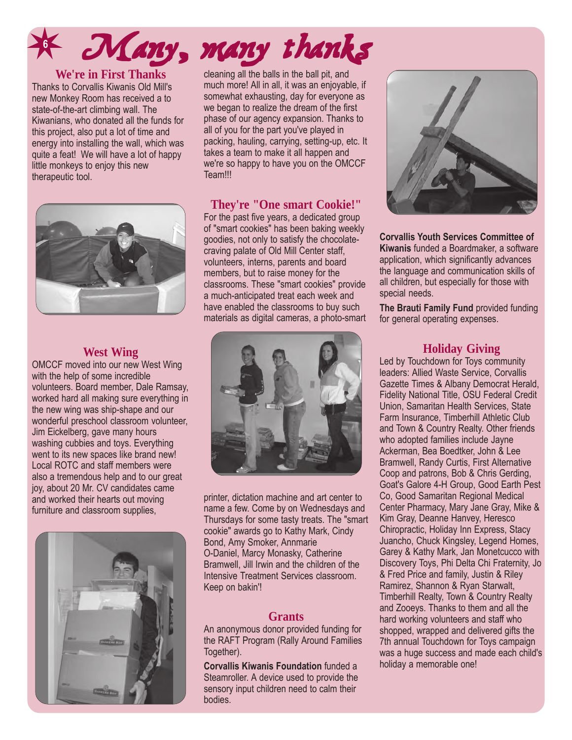# Many, many thanks

## We're in First Thanks

Thanks to Corvallis Kiwanis Old Mill's new Monkey Room has received a to state-of-the-art climbing wall. The Kiwanians, who donated all the funds for this project, also put a lot of time and energy into installing the wall, which was quite a feat! We will have a lot of happy little monkeys to enjoy this new therapeutic tool.

## West Wing

OMCCF moved into our new West Wing with the help of some incredible volunteers. Board member, Dale Ramsay, worked hard all making sure everything in the new wing was ship-shape and our wonderful preschool classroom volunteer, Jim Eickelberg, gave many hours washing cubbies and toys. Everything went to its new spaces like brand new! Local ROTC and staff members were also a tremendous help and to our great joy, about 20 Mr. CV candidates came and worked their hearts out moving furniture and classroom supplies, cleaning all the balls in the ball pit, and much more! All in all, it was an enjoyable, if somewhat exhausting, day for everyone as we began to realize the dream of the first phase of our agency expansion. Thanks to all of you for the part you've played in packing, hauling, carrying, setting-up, etc. It takes a team to make it all happen and we're so happy to have you on the OMCCF Team!!!

## They're "One smart Cookie!"

For the past five years, a dedicated group of "smart cookies" has been baking weekly goodies, not only to satisfy the chocolate-craving palate of Old Mill Center staff, volunteers, interns, parents and board members, but to raise money for the classrooms. These "smart cookies" provide a much-anticipated treat each week and have enabled the classrooms to buy such materials as digital cameras, a photo-smart printer, dictation machine and art center to name a few. Come by on Wednesdays and Thursdays for some tasty treats. The "smart cookie" awards go to Kathy Mark, Cindy Bond, Amy Smoker, Annmarie O-Daniel, Marcy Monasky, Catherine Bramwell, Jill Irwin and the children of the Intensive Treatment Services classroom. Keep on bakin'!

## Grants

An anonymous donor provided funding for the RAFT Program (Rally Around Families Together).

**Corvallis Kiwanis Foundation** funded a Steamroller. A device used to provide the sensory input children need to calm their bodies.

**Corvallis Youth Services Committee of Kiwanis** funded a Boardmaker, a software application, which significantly advances the language and communication skills of all children, but especially for those with special needs.

**The Brauti Family Fund** provided funding for general operating expenses.

## Holiday Giving

Led by Touchdown for Toys community leaders: Allied Waste Service, Corvallis Gazette Times & Albany Democrat Herald, Fidelity National Title, OSU Federal Credit Union, Samaritan Health Services, State Farm Insurance, Timberhill Athletic Club and Town & Country Realty. Other friends who adopted families include Jayne Ackerman, Bea Boedtker, John & Lee Bramwell, Randy Curtis, First Alternative Coop and patrons, Bob & Chris Gerding, Goat's Galore 4-H Group, Good Earth Pest Co, Good Samaritan Regional Medical Center Pharmacy, Mary Jane Gray, Mike & Kim Gray, Deanne Hanvey, Heresco Chiropractic, Holiday Inn Express, Stacy Juancho, Chuck Kingsley, Legend Homes, Garey & Kathy Mark, Jan Monetcucco with Discovery Toys, Phi Delta Chi Fraternity, Jo & Fred Price and family, Justin & Riley Ramirez, Shannon & Ryan Starwalt, Timberhill Realty, Town & Country Realty and Zooeys. Thanks to them and all the hard working volunteers and staff who shopped, wrapped and delivered gifts the 7th annual Touchdown for Toys campaign was a huge success and made each child's holiday a memorable one!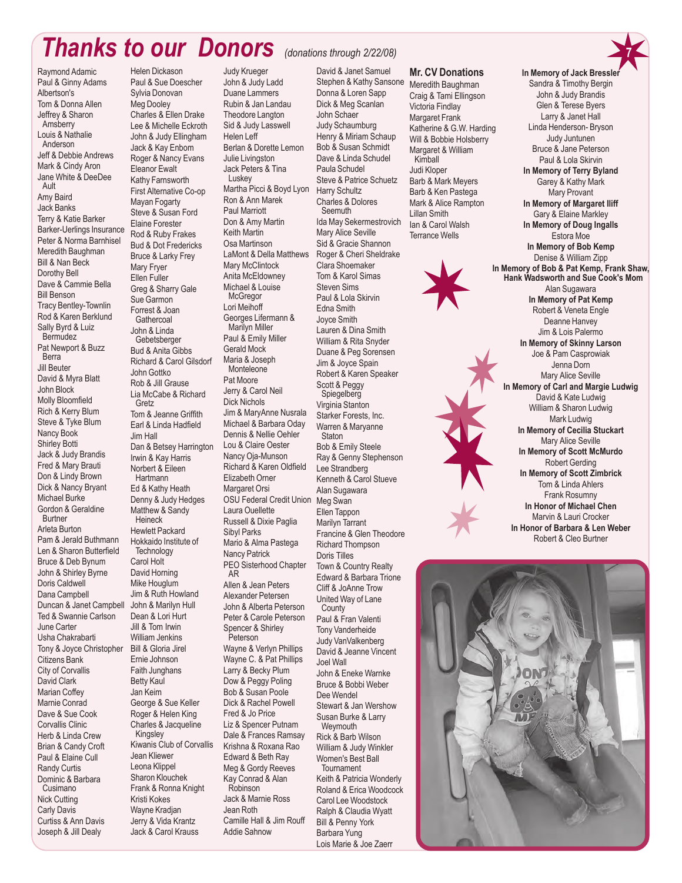# *Thanks to our Donors* *(donations through 2/22/08)*

Raymond Adamic
Paul & Ginny Adams
Albertson's
Tom & Donna Allen
Jeffrey & Sharon Amsberry
Louis & Nathalie Anderson
Jeff & Debbie Andrews
Mark & Cindy Aron
Jane White & DeeDee Ault
Amy Baird
Jack Banks
Terry & Katie Barker
Barker-Uerlings Insurance
Peter & Norma Barnhisel
Meredith Baughman
Bill & Nan Beck
Dorothy Bell
Dave & Cammie Bella
Bill Benson
Tracy Bentley-Townlin
Rod & Karen Berklund
Sally Byrd & Luiz Bermudez
Pat Newport & Buzz Berra
Jill Beuter
David & Myra Blatt
John Block
Molly Bloomfield
Rich & Kerry Blum
Steve & Tyke Blum
Nancy Book
Shirley Botti
Jack & Judy Brandis
Fred & Mary Brauti
Don & Lindy Brown
Dick & Nancy Bryant
Michael Burke
Gordon & Geraldine Burtner
Arleta Burton
Pam & Jerald Buthmann
Len & Sharon Butterfield
Bruce & Deb Bynum
John & Shirley Byrne
Doris Caldwell
Dana Campbell
Duncan & Janet Campbell
Ted & Swannie Carlson
June Carter
Usha Chakrabarti
Tony & Joyce Christopher
Citizens Bank
City of Corvallis
David Clark
Marian Coffey
Marnie Conrad
Dave & Sue Cook
Corvallis Clinic
Herb & Linda Crew
Brian & Candy Croft
Paul & Elaine Cull
Randy Curtis
Dominic & Barbara Cusimano
Nick Cutting
Carly Davis
Curtiss & Ann Davis
Joseph & Jill Dealy
Helen Dickason
Paul & Sue Doescher
Sylvia Donovan
Meg Dooley
Charles & Ellen Drake
Lee & Michelle Eckroth
John & Judy Ellingham
Jack & Kay Enbom
Roger & Nancy Evans
Eleanor Ewalt
Kathy Farnsworth
First Alternative Co-op
Mayan Fogarty
Steve & Susan Ford
Elaine Forester
Rod & Ruby Frakes
Bud & Dot Fredericks
Bruce & Larky Frey
Mary Fryer
Ellen Fuller
Greg & Sharry Gale
Sue Garmon
Forrest & Joan Gathercoal
John & Linda Gebetsberger
Bud & Anita Gibbs
Richard & Carol Gilsdorf
John Gottko
Rob & Jill Grause
Lia McCabe & Richard Gretz
Tom & Jeanne Griffith
Earl & Linda Hadfield
Jim Hall
Dan & Betsey Harrington
Irwin & Kay Harris
Norbert & Eileen Hartmann
Ed & Kathy Heath
Denny & Judy Hedges
Matthew & Sandy Heineck
Hewlett Packard
Hokkaido Institute of Technology
Carol Holt
David Horning
Mike Houglum
Jim & Ruth Howland
John & Marilyn Hull
Dean & Lori Hurt
Jill & Tom Irwin
William Jenkins
Bill & Gloria Jirel
Ernie Johnson
Faith Junghans
Betty Kaul
Jan Keim
George & Sue Keller
Roger & Helen King
Charles & Jacqueline Kingsley
Kiwanis Club of Corvallis
Jean Kliewer
Leona Klippel
Sharon Klouchek
Frank & Ronna Knight
Kristi Kokes
Wayne Kradjan
Jerry & Vida Krantz
Jack & Carol Krauss
Judy Krueger
John & Judy Ladd
Duane Lammers
Rubin & Jan Landau
Theodore Langton
Sid & Judy Lasswell
Helen Leff
Berlan & Dorette Lemon
Julie Livingston
Jack Peters & Tina Luskey
Martha Picci & Boyd Lyon
Ron & Ann Marek
Paul Marriott
Don & Amy Martin
Keith Martin
Osa Martinson
LaMont & Della Matthews
Mary McClintock
Anita McEldowney
Michael & Louise McGregor
Lori Meihoff
Georges Lifermann & Marilyn Miller
Paul & Emily Miller
Gerald Mock
Maria & Joseph Monteleone
Pat Moore
Jerry & Carol Neil
Dick Nichols
Jim & MaryAnne Nusrala
Michael & Barbara Oday
Dennis & Nellie Oehler
Lou & Claire Oester
Nancy Oja-Munson
Richard & Karen Oldfield
Elizabeth Orner
Margaret Orsi
OSU Federal Credit Union
Laura Ouellette
Russell & Dixie Paglia
Sibyl Parks
Mario & Alma Pastega
Nancy Patrick
PEO Sisterhood Chapter AR
Allen & Jean Peters
Alexander Petersen
John & Alberta Peterson
Peter & Carole Peterson
Spencer & Shirley Peterson
Wayne & Verlyn Phillips
Wayne C. & Pat Phillips
Larry & Becky Plum
Dow & Peggy Poling
Bob & Susan Poole
Dick & Rachel Powell
Fred & Jo Price
Liz & Spencer Putnam
Dale & Frances Ramsay
Krishna & Roxana Rao
Edward & Beth Ray
Meg & Gordy Reeves
Kay Conrad & Alan Robinson
Jack & Marnie Ross
Jean Roth
Camille Hall & Jim Rouff
Addie Sahnow
David & Janet Samuel
Stephen & Kathy Sansone
Donna & Loren Sapp
Dick & Meg Scanlan
John Schaer
Judy Schaumburg
Henry & Miriam Schaup
Bob & Susan Schmidt
Dave & Linda Schudel
Paula Schudel
Steve & Patrice Schuetz
Harry Schultz
Charles & Dolores Seemuth
Ida May Sekermestrovich
Mary Alice Seville
Sid & Gracie Shannon
Roger & Cheri Sheldrake
Clara Shoemaker
Tom & Karol Simas
Steven Sims
Paul & Lola Skirvin
Edna Smith
Joyce Smith
Lauren & Dina Smith
William & Rita Snyder
Duane & Peg Sorensen
Jim & Joyce Spain
Robert & Karen Speaker
Scott & Peggy Spiegelberg
Virginia Stanton
Starker Forests, Inc.
Warren & Maryanne Staton
Bob & Emily Steele
Ray & Genny Stephenson
Lee Strandberg
Kenneth & Carol Stueve
Alan Sugawara
Meg Swan
Ellen Tappon
Marilyn Tarrant
Francine & Glen Theodore
Richard Thompson
Doris Tilles
Town & Country Realty
Edward & Barbara Trione
Cliff & JoAnne Trow
United Way of Lane County
Paul & Fran Valenti
Tony Vanderheide
Judy VanValkenberg
David & Jeanne Vincent
Joel Wall
John & Eneke Warnke
Bruce & Bobbi Weber
Dee Wendel
Stewart & Jan Wershow
Susan Burke & Larry Weymouth
Rick & Barb Wilson
William & Judy Winkler
Women's Best Ball Tournament
Keith & Patricia Wonderly
Roland & Erica Woodcock
Carol Lee Woodstock
Ralph & Claudia Wyatt
Bill & Penny York
Barbara Yung
Lois Marie & Joe Zaerr

## Mr. CV Donations

Meredith Baughman
Craig & Tami Ellingson
Victoria Findlay
Margaret Frank
Katherine & G.W. Harding
Will & Bobbie Holsberry
Margaret & William Kimball
Judi Kloper
Barb & Mark Meyers
Barb & Ken Pastega
Mark & Alice Rampton
Lillan Smith
Ian & Carol Walsh
Terrance Wells

**In Memory of Jack Bressler**
Sandra & Timothy Bergin
John & Judy Brandis
Glen & Terese Byers
Larry & Janet Hall
Linda Henderson- Bryson
Judy Juntunen
Bruce & Jane Peterson
Paul & Lola Skirvin

**In Memory of Terry Byland**
Garey & Kathy Mark
Mary Provant

**In Memory of Margaret Iliff**
Gary & Elaine Markley

**In Memory of Doug Ingalls**
Estora Moe

**In Memory of Bob Kemp**
Denise & William Zipp

**In Memory of Bob & Pat Kemp, Frank Shaw, Hank Wadsworth and Sue Cook's Mom**
Alan Sugawara

**In Memory of Pat Kemp**
Robert & Veneta Engle
Deanne Hanvey
Jim & Lois Palermo

**In Memory of Skinny Larson**
Joe & Pam Casprowiak
Jenna Dorn
Mary Alice Seville

**In Memory of Carl and Margie Ludwig**
David & Kate Ludwig
William & Sharon Ludwig
Mark Ludwig

**In Memory of Cecilia Stuckart**
Mary Alice Seville

**In Memory of Scott McMurdo**
Robert Gerding

**In Memory of Scott Zimbrick**
Tom & Linda Ahlers
Frank Rosumny

**In Honor of Michael Chen**
Marvin & Lauri Crocker

**In Honor of Barbara & Len Weber**
Robert & Cleo Burtner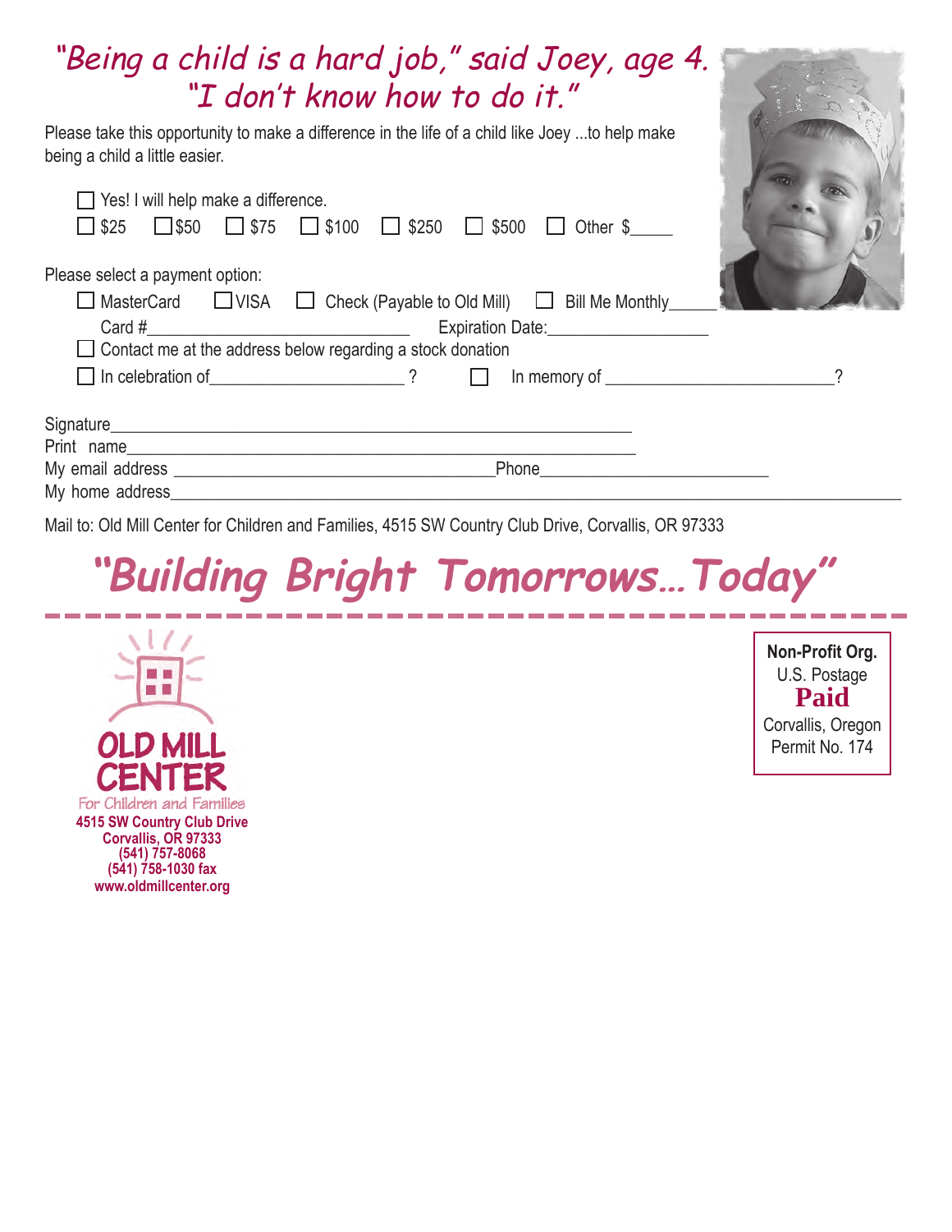# "Being a child is a hard job," said Joey, age 4. "I don't know how to do it."

Please take this opportunity to make a difference in the life of a child like Joey ...to help make being a child a little easier.

☐ Yes! I will help make a difference.

☐ $25 ☐ $50 ☐ $75 ☐ $100 ☐ $250 ☐ $500 ☐ Other $_____

Please select a payment option:

☐ MasterCard ☐ VISA ☐ Check (Payable to Old Mill) ☐ Bill Me Monthly______

Card #______________________________ Expiration Date:__________________

☐ Contact me at the address below regarding a stock donation

☐ In celebration of______________________? ☐ In memory of __________________________?

Signature____________________________________________________________

Print name____________________________________________________________

My email address ____________________________________Phone_________________________

My home address______________________________________________________________________________

Mail to: Old Mill Center for Children and Families, 4515 SW Country Club Drive, Corvallis, OR 97333

## "Building Bright Tomorrows...Today"

**OLD MILL CENTER**
For Children and Families
**4515 SW Country Club Drive**
**Corvallis, OR 97333**
**(541) 757-8068**
**(541) 758-1030 fax**
**www.oldmillcenter.org**

**Non-Profit Org.**
U.S. Postage
**Paid**
Corvallis, Oregon
Permit No. 174